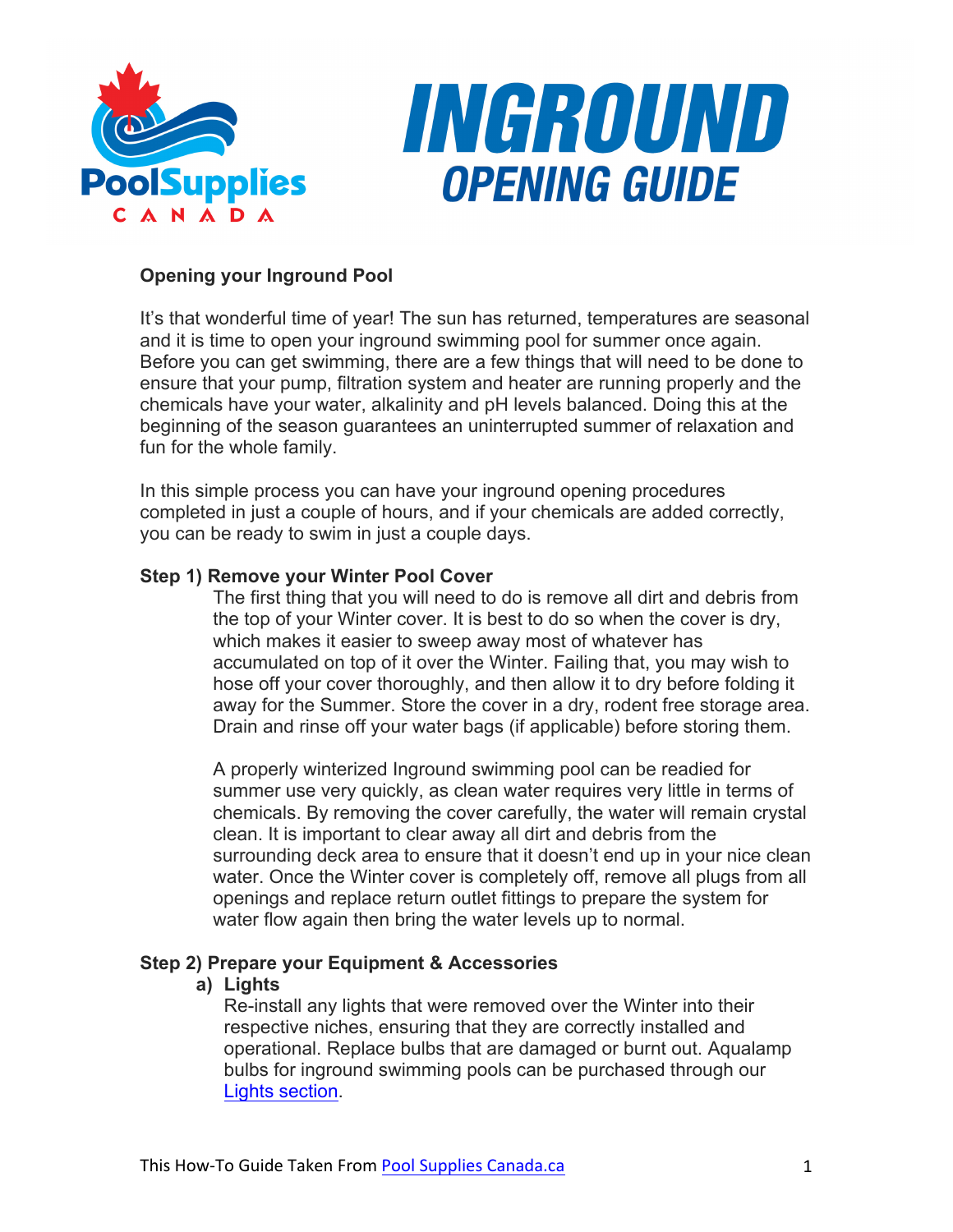# INGROUND OPENING GUIDE

## Opening your Inground Pool

It's that wonderful time of year! The sun has returned, temperatures are seasonal and it is time to open your inground swimming pool for summer once again. Before you can get swimming, there are a few things that will need to be done to ensure that your pump, filtration system and heater are running properly and the chemicals have your water, alkalinity and pH levels balanced. Doing this at the beginning of the season guarantees an uninterrupted summer of relaxation and fun for the whole family.

In this simple process you can have your inground opening procedures completed in just a couple of hours, and if your chemicals are added correctly, you can be ready to swim in just a couple days.

### Step 1) Remove your Winter Pool Cover

The first thing that you will need to do is remove all dirt and debris from the top of your Winter cover. It is best to do so when the cover is dry, which makes it easier to sweep away most of whatever has accumulated on top of it over the Winter. Failing that, you may wish to hose off your cover thoroughly, and then allow it to dry before folding it away for the Summer. Store the cover in a dry, rodent free storage area. Drain and rinse off your water bags (if applicable) before storing them.

A properly winterized Inground swimming pool can be readied for summer use very quickly, as clean water requires very little in terms of chemicals. By removing the cover carefully, the water will remain crystal clean. It is important to clear away all dirt and debris from the surrounding deck area to ensure that it doesn't end up in your nice clean water. Once the Winter cover is completely off, remove all plugs from all openings and replace return outlet fittings to prepare the system for water flow again then bring the water levels up to normal.

### Step 2) Prepare your Equipment & Accessories

**a) Lights**

Re-install any lights that were removed over the Winter into their respective niches, ensuring that they are correctly installed and operational. Replace bulbs that are damaged or burnt out. Aqualamp bulbs for inground swimming pools can be purchased through our Lights section.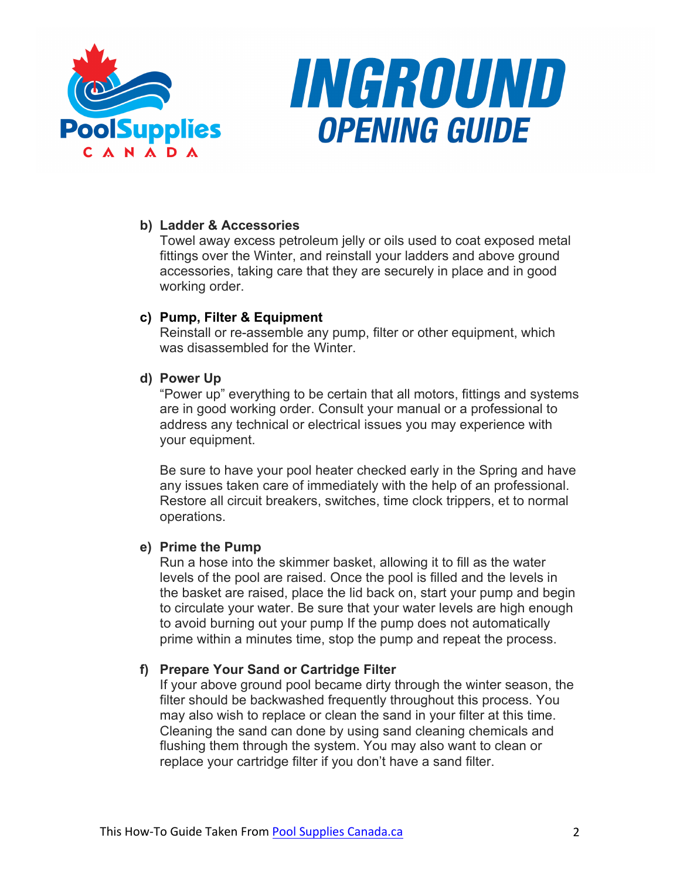b) **Ladder & Accessories**
   Towel away excess petroleum jelly or oils used to coat exposed metal fittings over the Winter, and reinstall your ladders and above ground accessories, taking care that they are securely in place and in good working order.

c) **Pump, Filter & Equipment**
   Reinstall or re-assemble any pump, filter or other equipment, which was disassembled for the Winter.

d) **Power Up**
   "Power up" everything to be certain that all motors, fittings and systems are in good working order. Consult your manual or a professional to address any technical or electrical issues you may experience with your equipment.

   Be sure to have your pool heater checked early in the Spring and have any issues taken care of immediately with the help of an professional. Restore all circuit breakers, switches, time clock trippers, et to normal operations.

e) **Prime the Pump**
   Run a hose into the skimmer basket, allowing it to fill as the water levels of the pool are raised. Once the pool is filled and the levels in the basket are raised, place the lid back on, start your pump and begin to circulate your water. Be sure that your water levels are high enough to avoid burning out your pump If the pump does not automatically prime within a minutes time, stop the pump and repeat the process.

f) **Prepare Your Sand or Cartridge Filter**
   If your above ground pool became dirty through the winter season, the filter should be backwashed frequently throughout this process. You may also wish to replace or clean the sand in your filter at this time. Cleaning the sand can done by using sand cleaning chemicals and flushing them through the system. You may also want to clean or replace your cartridge filter if you don't have a sand filter.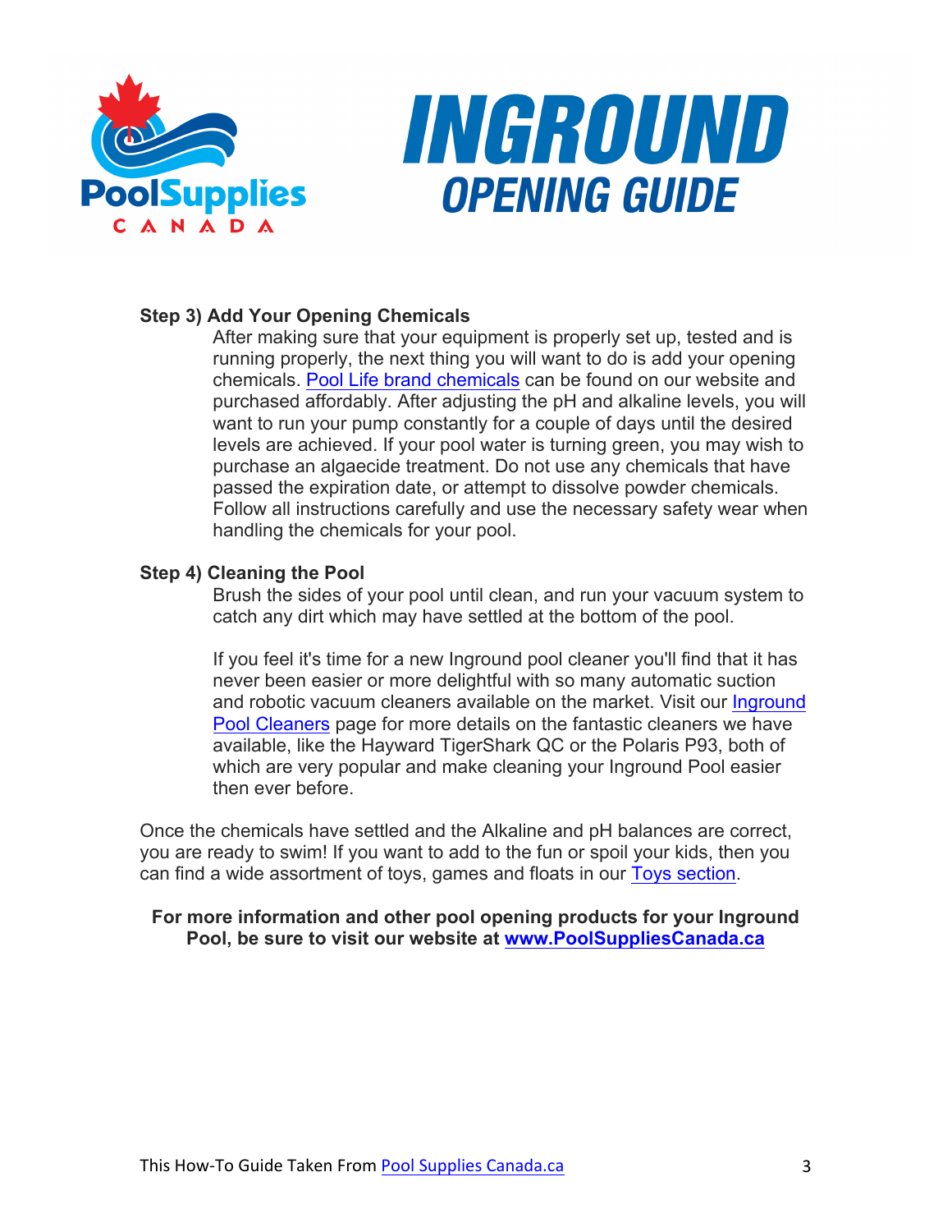# INGROUND OPENING GUIDE

**Step 3) Add Your Opening Chemicals**

After making sure that your equipment is properly set up, tested and is running properly, the next thing you will want to do is add your opening chemicals. Pool Life brand chemicals can be found on our website and purchased affordably. After adjusting the pH and alkaline levels, you will want to run your pump constantly for a couple of days until the desired levels are achieved. If your pool water is turning green, you may wish to purchase an algaecide treatment. Do not use any chemicals that have passed the expiration date, or attempt to dissolve powder chemicals. Follow all instructions carefully and use the necessary safety wear when handling the chemicals for your pool.

**Step 4) Cleaning the Pool**

Brush the sides of your pool until clean, and run your vacuum system to catch any dirt which may have settled at the bottom of the pool.

If you feel it's time for a new Inground pool cleaner you'll find that it has never been easier or more delightful with so many automatic suction and robotic vacuum cleaners available on the market. Visit our Inground Pool Cleaners page for more details on the fantastic cleaners we have available, like the Hayward TigerShark QC or the Polaris P93, both of which are very popular and make cleaning your Inground Pool easier then ever before.

Once the chemicals have settled and the Alkaline and pH balances are correct, you are ready to swim! If you want to add to the fun or spoil your kids, then you can find a wide assortment of toys, games and floats in our Toys section.

**For more information and other pool opening products for your Inground Pool, be sure to visit our website at www.PoolSuppliesCanada.ca**

This How-To Guide Taken From Pool Supplies Canada.ca